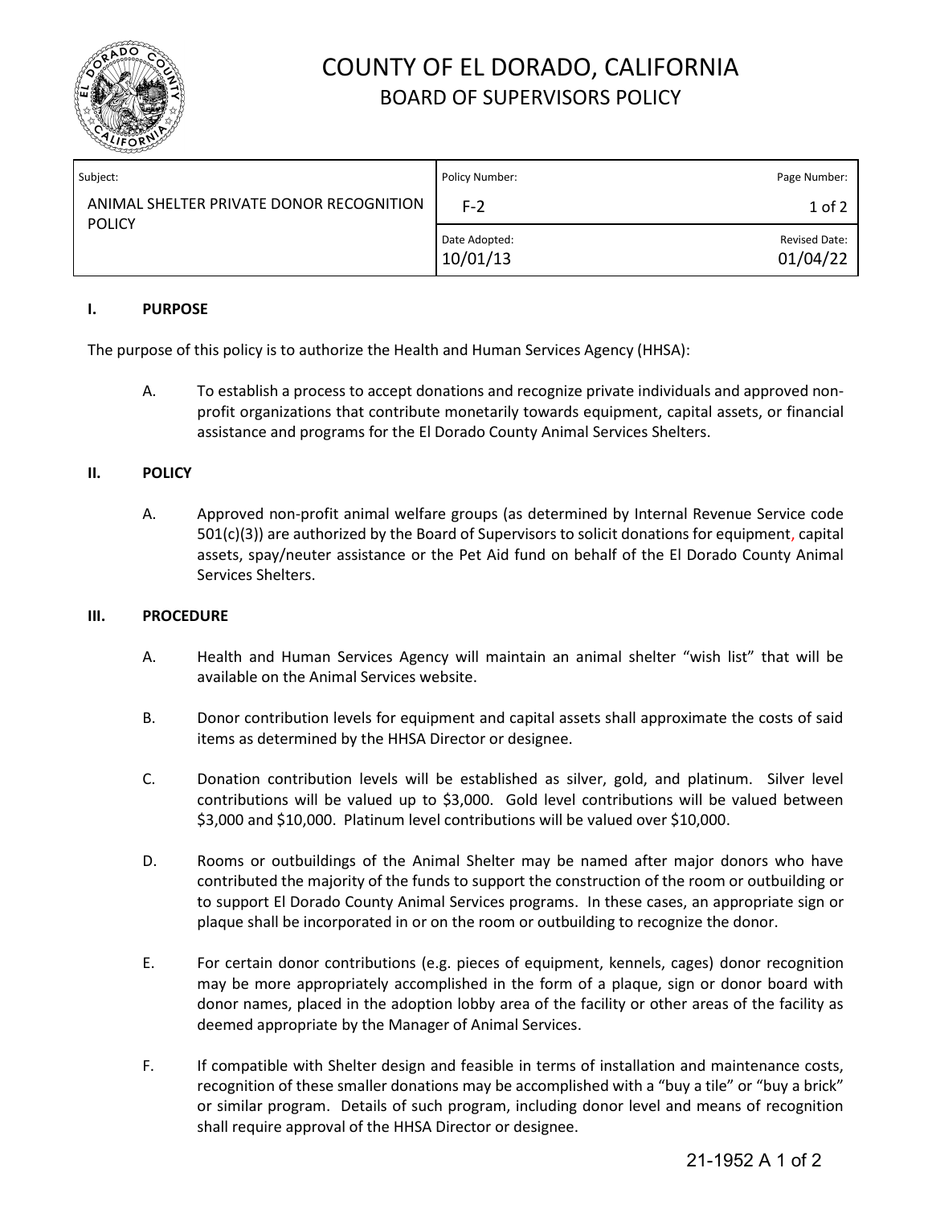# COUNTY OF EL DORADO, CALIFORNIA

## BOARD OF SUPERVISORS POLICY

| Subject: | Policy Number: | Page Number: |
| --- | --- | --- |
| ANIMAL SHELTER PRIVATE DONOR RECOGNITION POLICY | F-2 | 1 of 2 |
| | Date Adopted: 10/01/13 | Revised Date: 01/04/22 |

### I. PURPOSE

The purpose of this policy is to authorize the Health and Human Services Agency (HHSA):

A. To establish a process to accept donations and recognize private individuals and approved non-profit organizations that contribute monetarily towards equipment, capital assets, or financial assistance and programs for the El Dorado County Animal Services Shelters.

### II. POLICY

A. Approved non-profit animal welfare groups (as determined by Internal Revenue Service code 501(c)(3)) are authorized by the Board of Supervisors to solicit donations for equipment, capital assets, spay/neuter assistance or the Pet Aid fund on behalf of the El Dorado County Animal Services Shelters.

### III. PROCEDURE

A. Health and Human Services Agency will maintain an animal shelter "wish list" that will be available on the Animal Services website.

B. Donor contribution levels for equipment and capital assets shall approximate the costs of said items as determined by the HHSA Director or designee.

C. Donation contribution levels will be established as silver, gold, and platinum. Silver level contributions will be valued up to $3,000. Gold level contributions will be valued between $3,000 and $10,000. Platinum level contributions will be valued over $10,000.

D. Rooms or outbuildings of the Animal Shelter may be named after major donors who have contributed the majority of the funds to support the construction of the room or outbuilding or to support El Dorado County Animal Services programs. In these cases, an appropriate sign or plaque shall be incorporated in or on the room or outbuilding to recognize the donor.

E. For certain donor contributions (e.g. pieces of equipment, kennels, cages) donor recognition may be more appropriately accomplished in the form of a plaque, sign or donor board with donor names, placed in the adoption lobby area of the facility or other areas of the facility as deemed appropriate by the Manager of Animal Services.

F. If compatible with Shelter design and feasible in terms of installation and maintenance costs, recognition of these smaller donations may be accomplished with a "buy a tile" or "buy a brick" or similar program. Details of such program, including donor level and means of recognition shall require approval of the HHSA Director or designee.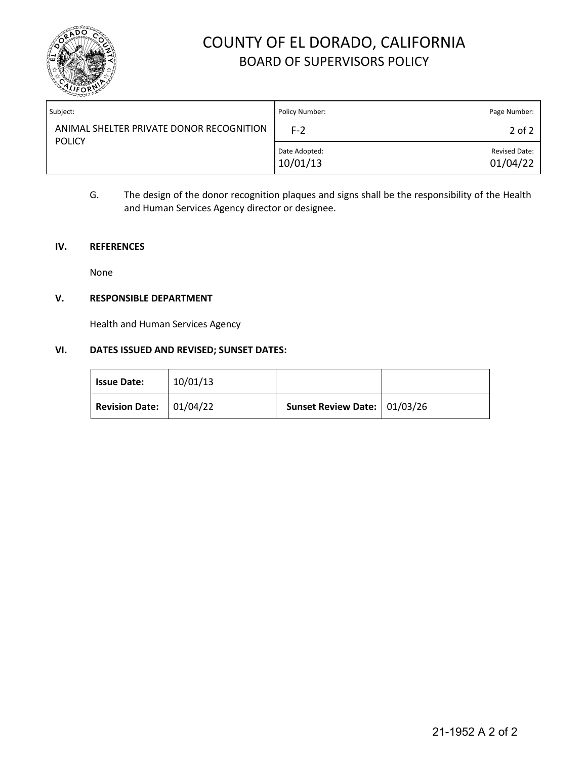G. The design of the donor recognition plaques and signs shall be the responsibility of the Health and Human Services Agency director or designee.

## IV. REFERENCES

None

## V. RESPONSIBLE DEPARTMENT

Health and Human Services Agency

## VI. DATES ISSUED AND REVISED; SUNSET DATES:

| | | | |
|---|---|---|---|
| **Issue Date:** | 10/01/13 | | |
| **Revision Date:** | 01/04/22 | **Sunset Review Date:** | 01/03/26 |